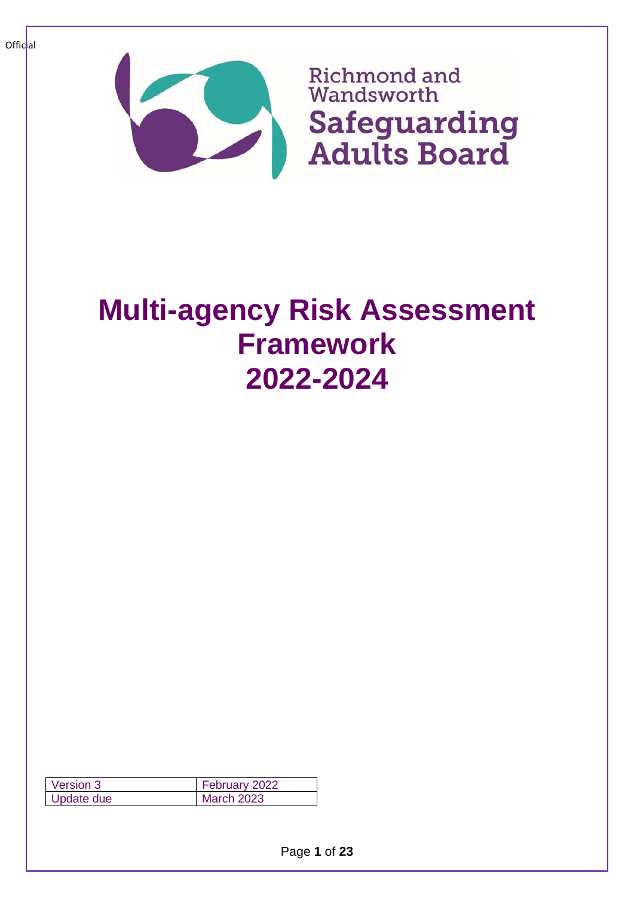Official

Richmond and Wandsworth
**Safeguarding Adults Board**

# Multi-agency Risk Assessment Framework 2022-2024

| Version 3 | February 2022 |
|---|---|
| Update due | March 2023 |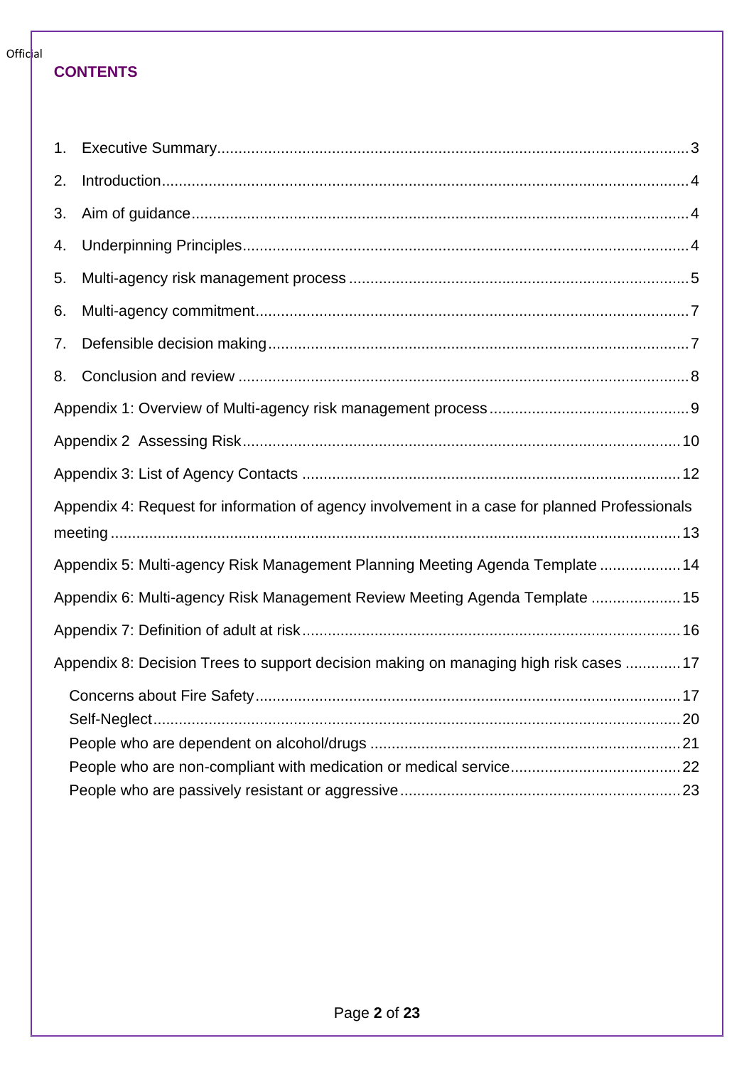# CONTENTS

1. Executive Summary.....3
2. Introduction.....4
3. Aim of guidance.....4
4. Underpinning Principles.....4
5. Multi-agency risk management process.....5
6. Multi-agency commitment.....7
7. Defensible decision making.....7
8. Conclusion and review.....8

Appendix 1: Overview of Multi-agency risk management process.....9

Appendix 2 Assessing Risk.....10

Appendix 3: List of Agency Contacts.....12

Appendix 4: Request for information of agency involvement in a case for planned Professionals meeting.....13

Appendix 5: Multi-agency Risk Management Planning Meeting Agenda Template.....14

Appendix 6: Multi-agency Risk Management Review Meeting Agenda Template.....15

Appendix 7: Definition of adult at risk.....16

Appendix 8: Decision Trees to support decision making on managing high risk cases.....17

- Concerns about Fire Safety.....17
- Self-Neglect.....20
- People who are dependent on alcohol/drugs.....21
- People who are non-compliant with medication or medical service.....22
- People who are passively resistant or aggressive.....23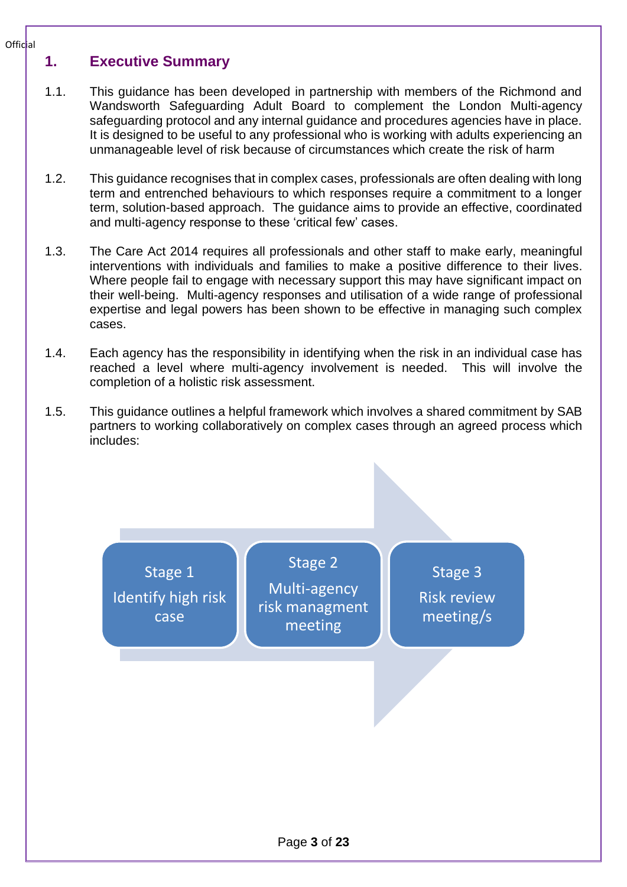# 1. Executive Summary

1.1. This guidance has been developed in partnership with members of the Richmond and Wandsworth Safeguarding Adult Board to complement the London Multi-agency safeguarding protocol and any internal guidance and procedures agencies have in place. It is designed to be useful to any professional who is working with adults experiencing an unmanageable level of risk because of circumstances which create the risk of harm

1.2. This guidance recognises that in complex cases, professionals are often dealing with long term and entrenched behaviours to which responses require a commitment to a longer term, solution-based approach. The guidance aims to provide an effective, coordinated and multi-agency response to these 'critical few' cases.

1.3. The Care Act 2014 requires all professionals and other staff to make early, meaningful interventions with individuals and families to make a positive difference to their lives. Where people fail to engage with necessary support this may have significant impact on their well-being. Multi-agency responses and utilisation of a wide range of professional expertise and legal powers has been shown to be effective in managing such complex cases.

1.4. Each agency has the responsibility in identifying when the risk in an individual case has reached a level where multi-agency involvement is needed. This will involve the completion of a holistic risk assessment.

1.5. This guidance outlines a helpful framework which involves a shared commitment by SAB partners to working collaboratively on complex cases through an agreed process which includes:

- Stage 1 – Identify high risk case
- Stage 2 – Multi-agency risk managment meeting
- Stage 3 – Risk review meeting/s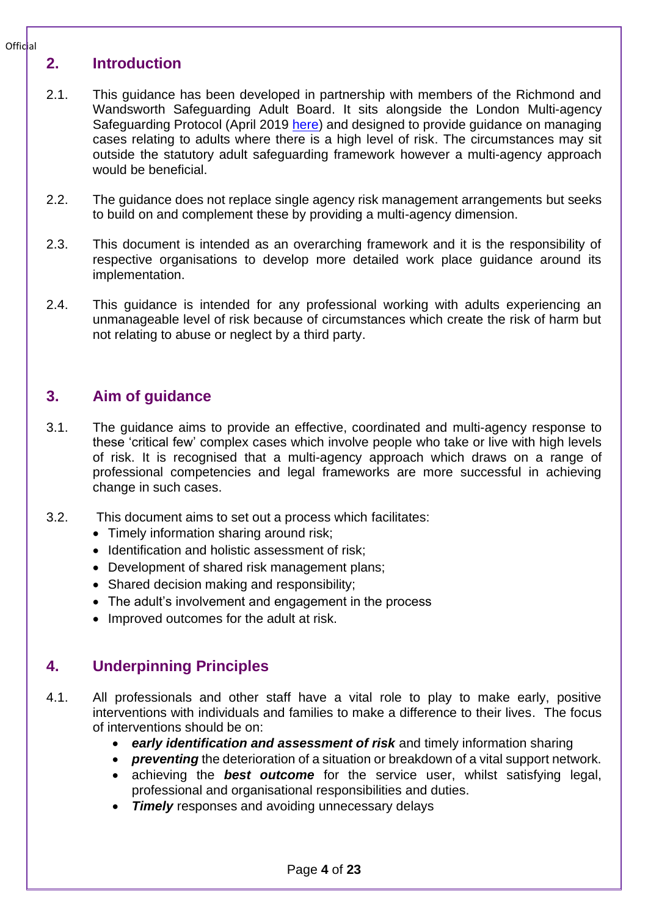## 2. Introduction

2.1. This guidance has been developed in partnership with members of the Richmond and Wandsworth Safeguarding Adult Board. It sits alongside the London Multi-agency Safeguarding Protocol (April 2019 here) and designed to provide guidance on managing cases relating to adults where there is a high level of risk. The circumstances may sit outside the statutory adult safeguarding framework however a multi-agency approach would be beneficial.

2.2. The guidance does not replace single agency risk management arrangements but seeks to build on and complement these by providing a multi-agency dimension.

2.3. This document is intended as an overarching framework and it is the responsibility of respective organisations to develop more detailed work place guidance around its implementation.

2.4. This guidance is intended for any professional working with adults experiencing an unmanageable level of risk because of circumstances which create the risk of harm but not relating to abuse or neglect by a third party.

## 3. Aim of guidance

3.1. The guidance aims to provide an effective, coordinated and multi-agency response to these 'critical few' complex cases which involve people who take or live with high levels of risk. It is recognised that a multi-agency approach which draws on a range of professional competencies and legal frameworks are more successful in achieving change in such cases.

3.2. This document aims to set out a process which facilitates:

- Timely information sharing around risk;
- Identification and holistic assessment of risk;
- Development of shared risk management plans;
- Shared decision making and responsibility;
- The adult's involvement and engagement in the process
- Improved outcomes for the adult at risk.

## 4. Underpinning Principles

4.1. All professionals and other staff have a vital role to play to make early, positive interventions with individuals and families to make a difference to their lives. The focus of interventions should be on:

- ***early identification and assessment of risk*** and timely information sharing
- ***preventing*** the deterioration of a situation or breakdown of a vital support network.
- achieving the ***best outcome*** for the service user, whilst satisfying legal, professional and organisational responsibilities and duties.
- ***Timely*** responses and avoiding unnecessary delays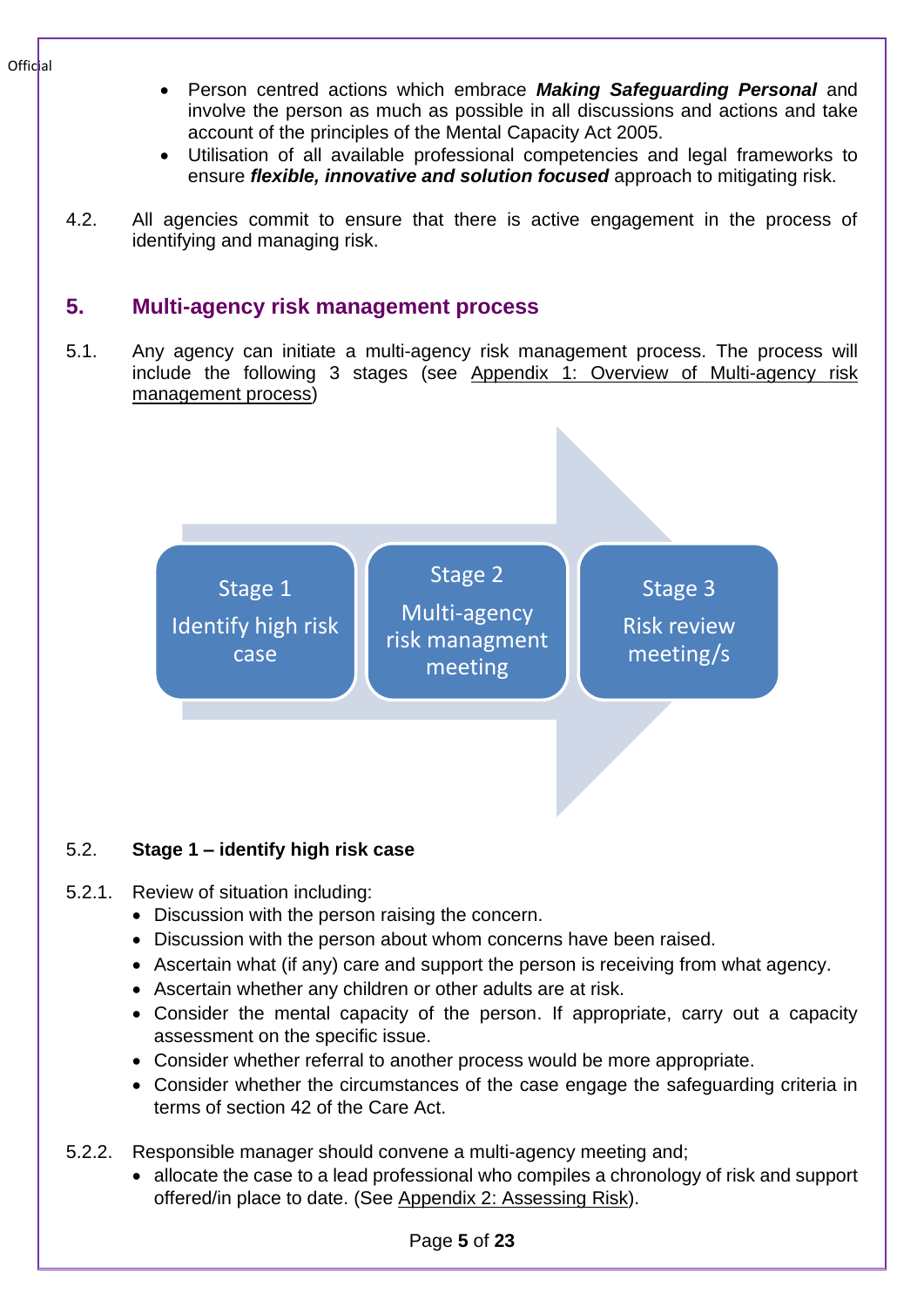- Person centred actions which embrace ***Making Safeguarding Personal*** and involve the person as much as possible in all discussions and actions and take account of the principles of the Mental Capacity Act 2005.
- Utilisation of all available professional competencies and legal frameworks to ensure ***flexible, innovative and solution focused*** approach to mitigating risk.

4.2. All agencies commit to ensure that there is active engagement in the process of identifying and managing risk.

## 5. Multi-agency risk management process

5.1. Any agency can initiate a multi-agency risk management process. The process will include the following 3 stages (see Appendix 1: Overview of Multi-agency risk management process)

Stage 1 – Identify high risk case → Stage 2 – Multi-agency risk managment meeting → Stage 3 – Risk review meeting/s

5.2. **Stage 1 – identify high risk case**

5.2.1. Review of situation including:

- Discussion with the person raising the concern.
- Discussion with the person about whom concerns have been raised.
- Ascertain what (if any) care and support the person is receiving from what agency.
- Ascertain whether any children or other adults are at risk.
- Consider the mental capacity of the person. If appropriate, carry out a capacity assessment on the specific issue.
- Consider whether referral to another process would be more appropriate.
- Consider whether the circumstances of the case engage the safeguarding criteria in terms of section 42 of the Care Act.

5.2.2. Responsible manager should convene a multi-agency meeting and;

- allocate the case to a lead professional who compiles a chronology of risk and support offered/in place to date. (See Appendix 2: Assessing Risk).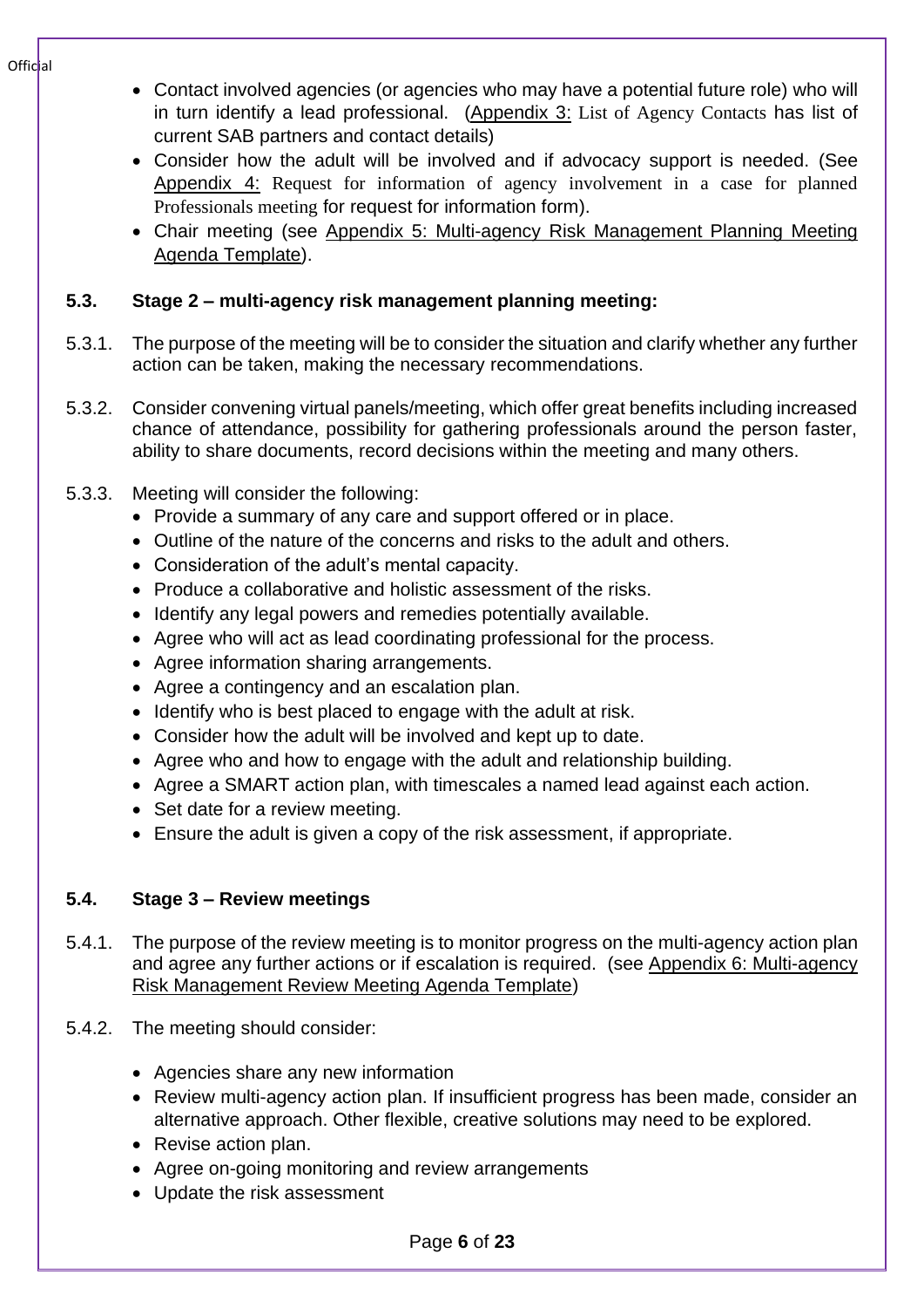- Contact involved agencies (or agencies who may have a potential future role) who will in turn identify a lead professional. (Appendix 3: List of Agency Contacts has list of current SAB partners and contact details)
- Consider how the adult will be involved and if advocacy support is needed. (See Appendix 4: Request for information of agency involvement in a case for planned Professionals meeting for request for information form).
- Chair meeting (see Appendix 5: Multi-agency Risk Management Planning Meeting Agenda Template).

### 5.3. Stage 2 – multi-agency risk management planning meeting:

5.3.1. The purpose of the meeting will be to consider the situation and clarify whether any further action can be taken, making the necessary recommendations.

5.3.2. Consider convening virtual panels/meeting, which offer great benefits including increased chance of attendance, possibility for gathering professionals around the person faster, ability to share documents, record decisions within the meeting and many others.

5.3.3. Meeting will consider the following:

- Provide a summary of any care and support offered or in place.
- Outline of the nature of the concerns and risks to the adult and others.
- Consideration of the adult's mental capacity.
- Produce a collaborative and holistic assessment of the risks.
- Identify any legal powers and remedies potentially available.
- Agree who will act as lead coordinating professional for the process.
- Agree information sharing arrangements.
- Agree a contingency and an escalation plan.
- Identify who is best placed to engage with the adult at risk.
- Consider how the adult will be involved and kept up to date.
- Agree who and how to engage with the adult and relationship building.
- Agree a SMART action plan, with timescales a named lead against each action.
- Set date for a review meeting.
- Ensure the adult is given a copy of the risk assessment, if appropriate.

### 5.4. Stage 3 – Review meetings

5.4.1. The purpose of the review meeting is to monitor progress on the multi-agency action plan and agree any further actions or if escalation is required. (see Appendix 6: Multi-agency Risk Management Review Meeting Agenda Template)

5.4.2. The meeting should consider:

- Agencies share any new information
- Review multi-agency action plan. If insufficient progress has been made, consider an alternative approach. Other flexible, creative solutions may need to be explored.
- Revise action plan.
- Agree on-going monitoring and review arrangements
- Update the risk assessment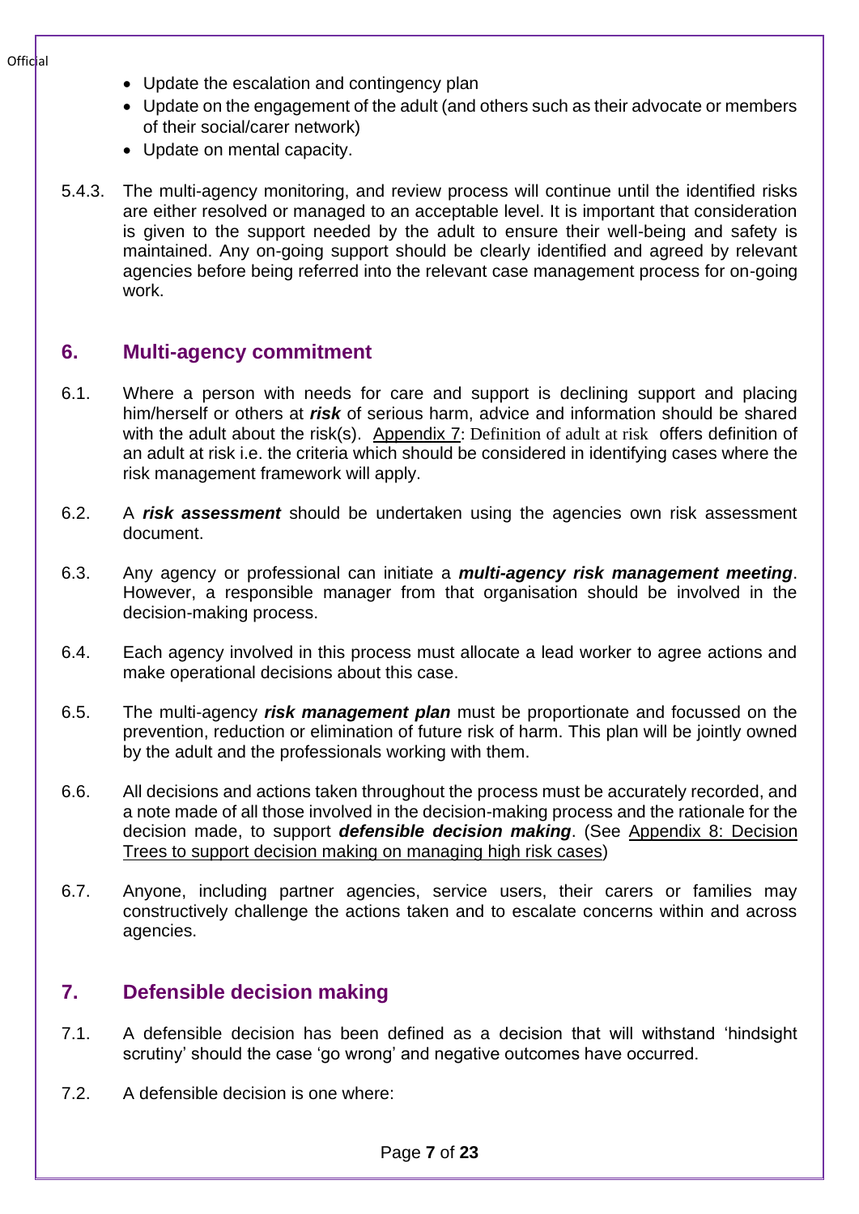- Update the escalation and contingency plan
- Update on the engagement of the adult (and others such as their advocate or members of their social/carer network)
- Update on mental capacity.

5.4.3. The multi-agency monitoring, and review process will continue until the identified risks are either resolved or managed to an acceptable level. It is important that consideration is given to the support needed by the adult to ensure their well-being and safety is maintained. Any on-going support should be clearly identified and agreed by relevant agencies before being referred into the relevant case management process for on-going work.

## 6. Multi-agency commitment

6.1. Where a person with needs for care and support is declining support and placing him/herself or others at ***risk*** of serious harm, advice and information should be shared with the adult about the risk(s). Appendix 7: Definition of adult at risk offers definition of an adult at risk i.e. the criteria which should be considered in identifying cases where the risk management framework will apply.

6.2. A ***risk assessment*** should be undertaken using the agencies own risk assessment document.

6.3. Any agency or professional can initiate a ***multi-agency risk management meeting***. However, a responsible manager from that organisation should be involved in the decision-making process.

6.4. Each agency involved in this process must allocate a lead worker to agree actions and make operational decisions about this case.

6.5. The multi-agency ***risk management plan*** must be proportionate and focussed on the prevention, reduction or elimination of future risk of harm. This plan will be jointly owned by the adult and the professionals working with them.

6.6. All decisions and actions taken throughout the process must be accurately recorded, and a note made of all those involved in the decision-making process and the rationale for the decision made, to support ***defensible decision making***. (See Appendix 8: Decision Trees to support decision making on managing high risk cases)

6.7. Anyone, including partner agencies, service users, their carers or families may constructively challenge the actions taken and to escalate concerns within and across agencies.

## 7. Defensible decision making

7.1. A defensible decision has been defined as a decision that will withstand 'hindsight scrutiny' should the case 'go wrong' and negative outcomes have occurred.

7.2. A defensible decision is one where: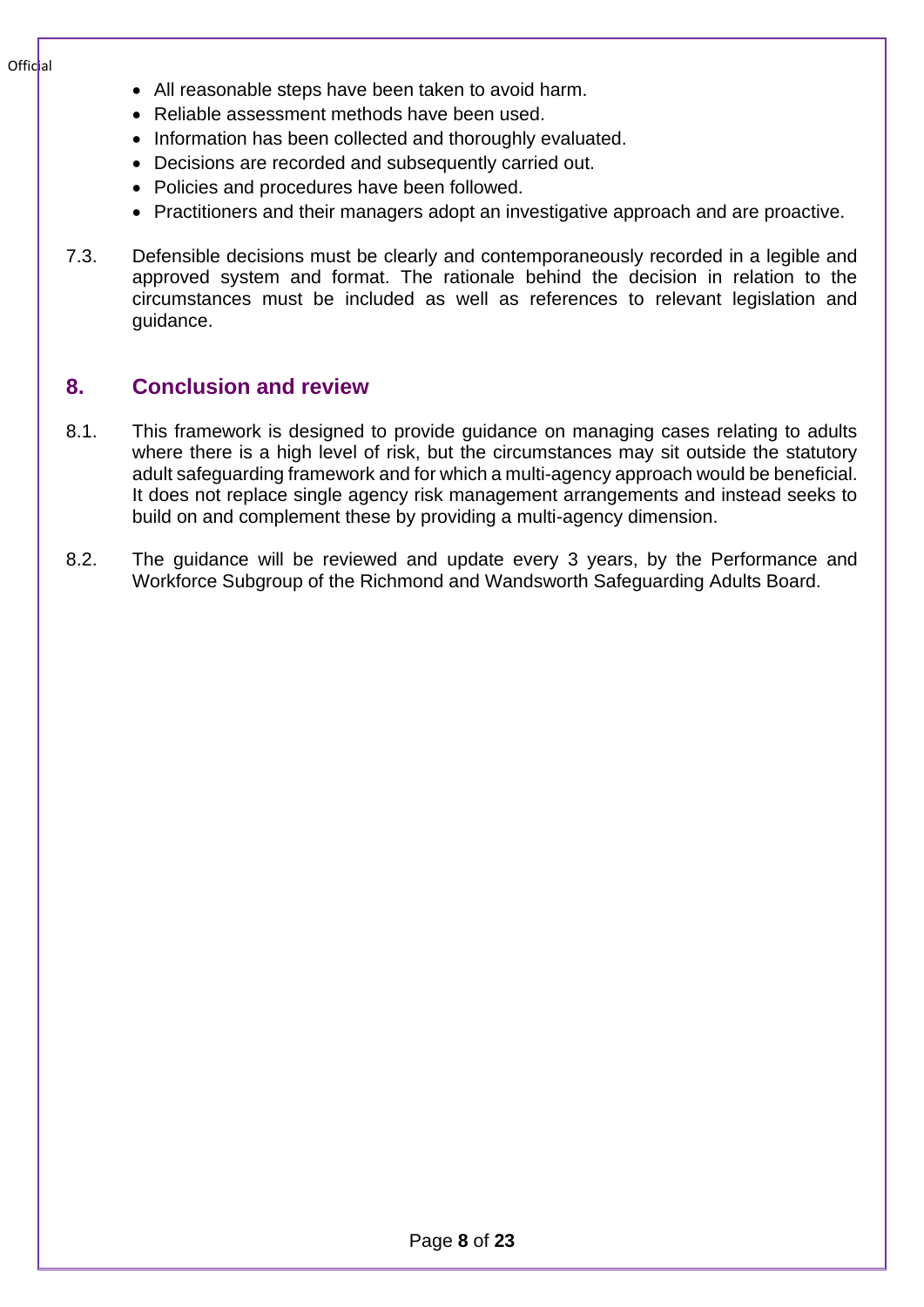- All reasonable steps have been taken to avoid harm.
- Reliable assessment methods have been used.
- Information has been collected and thoroughly evaluated.
- Decisions are recorded and subsequently carried out.
- Policies and procedures have been followed.
- Practitioners and their managers adopt an investigative approach and are proactive.

7.3. Defensible decisions must be clearly and contemporaneously recorded in a legible and approved system and format. The rationale behind the decision in relation to the circumstances must be included as well as references to relevant legislation and guidance.

## 8. Conclusion and review

8.1. This framework is designed to provide guidance on managing cases relating to adults where there is a high level of risk, but the circumstances may sit outside the statutory adult safeguarding framework and for which a multi-agency approach would be beneficial. It does not replace single agency risk management arrangements and instead seeks to build on and complement these by providing a multi-agency dimension.

8.2. The guidance will be reviewed and update every 3 years, by the Performance and Workforce Subgroup of the Richmond and Wandsworth Safeguarding Adults Board.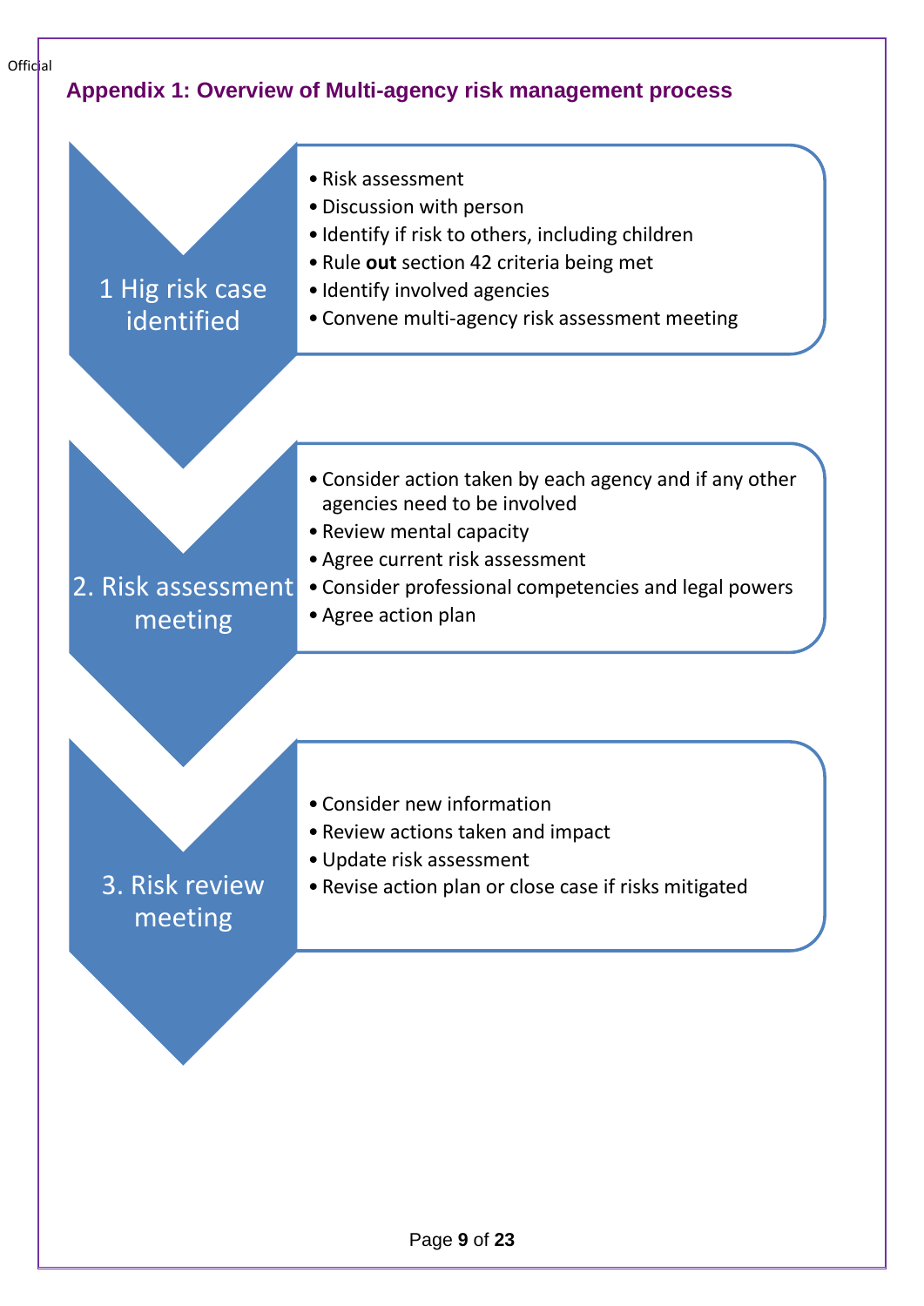## Appendix 1: Overview of Multi-agency risk management process

**1 Hig risk case identified**

- Risk assessment
- Discussion with person
- Identify if risk to others, including children
- Rule **out** section 42 criteria being met
- Identify involved agencies
- Convene multi-agency risk assessment meeting

**2. Risk assessment meeting**

- Consider action taken by each agency and if any other agencies need to be involved
- Review mental capacity
- Agree current risk assessment
- Consider professional competencies and legal powers
- Agree action plan

**3. Risk review meeting**

- Consider new information
- Review actions taken and impact
- Update risk assessment
- Revise action plan or close case if risks mitigated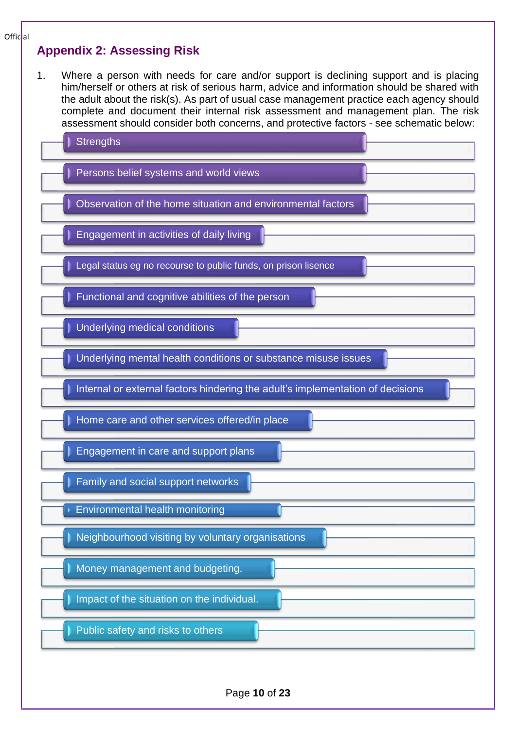## Appendix 2: Assessing Risk

1. Where a person with needs for care and/or support is declining support and is placing him/herself or others at risk of serious harm, advice and information should be shared with the adult about the risk(s). As part of usual case management practice each agency should complete and document their internal risk assessment and management plan. The risk assessment should consider both concerns, and protective factors - see schematic below:

- Strengths
- Persons belief systems and world views
- Observation of the home situation and environmental factors
- Engagement in activities of daily living
- Legal status eg no recourse to public funds, on prison lisence
- Functional and cognitive abilities of the person
- Underlying medical conditions
- Underlying mental health conditions or substance misuse issues
- Internal or external factors hindering the adult's implementation of decisions
- Home care and other services offered/in place
- Engagement in care and support plans
- Family and social support networks
- Environmental health monitoring
- Neighbourhood visiting by voluntary organisations
- Money management and budgeting.
- Impact of the situation on the individual.
- Public safety and risks to others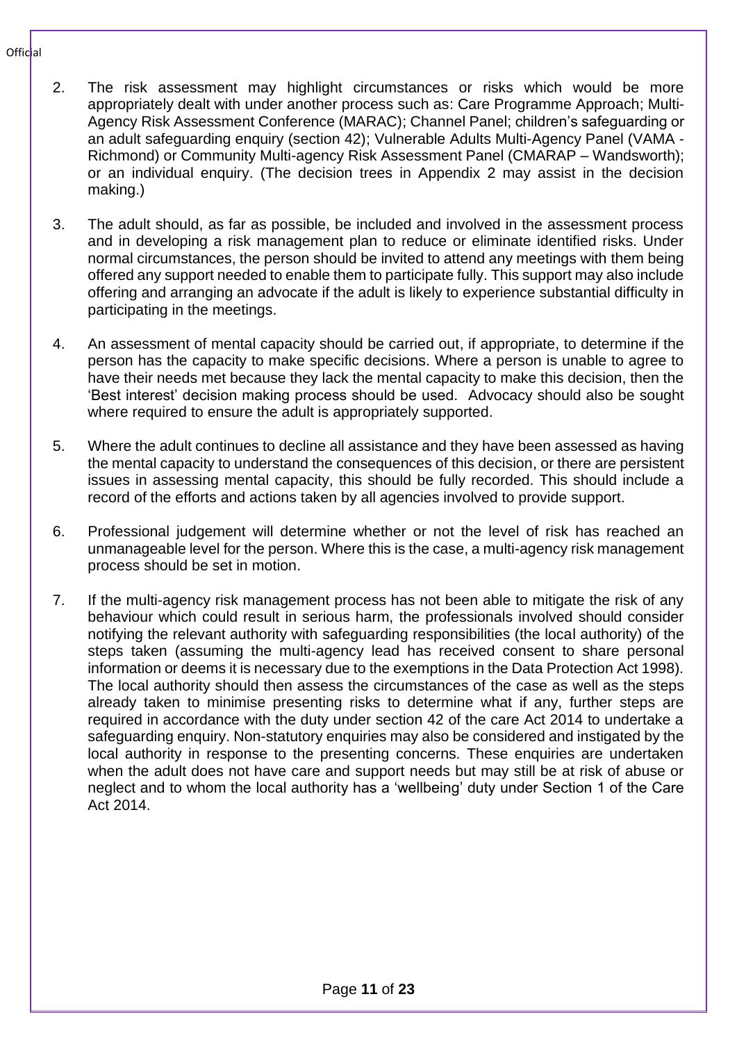2. The risk assessment may highlight circumstances or risks which would be more appropriately dealt with under another process such as: Care Programme Approach; Multi-Agency Risk Assessment Conference (MARAC); Channel Panel; children's safeguarding or an adult safeguarding enquiry (section 42); Vulnerable Adults Multi-Agency Panel (VAMA - Richmond) or Community Multi-agency Risk Assessment Panel (CMARAP – Wandsworth); or an individual enquiry. (The decision trees in Appendix 2 may assist in the decision making.)

3. The adult should, as far as possible, be included and involved in the assessment process and in developing a risk management plan to reduce or eliminate identified risks. Under normal circumstances, the person should be invited to attend any meetings with them being offered any support needed to enable them to participate fully. This support may also include offering and arranging an advocate if the adult is likely to experience substantial difficulty in participating in the meetings.

4. An assessment of mental capacity should be carried out, if appropriate, to determine if the person has the capacity to make specific decisions. Where a person is unable to agree to have their needs met because they lack the mental capacity to make this decision, then the 'Best interest' decision making process should be used. Advocacy should also be sought where required to ensure the adult is appropriately supported.

5. Where the adult continues to decline all assistance and they have been assessed as having the mental capacity to understand the consequences of this decision, or there are persistent issues in assessing mental capacity, this should be fully recorded. This should include a record of the efforts and actions taken by all agencies involved to provide support.

6. Professional judgement will determine whether or not the level of risk has reached an unmanageable level for the person. Where this is the case, a multi-agency risk management process should be set in motion.

7. If the multi-agency risk management process has not been able to mitigate the risk of any behaviour which could result in serious harm, the professionals involved should consider notifying the relevant authority with safeguarding responsibilities (the local authority) of the steps taken (assuming the multi-agency lead has received consent to share personal information or deems it is necessary due to the exemptions in the Data Protection Act 1998). The local authority should then assess the circumstances of the case as well as the steps already taken to minimise presenting risks to determine what if any, further steps are required in accordance with the duty under section 42 of the care Act 2014 to undertake a safeguarding enquiry. Non-statutory enquiries may also be considered and instigated by the local authority in response to the presenting concerns. These enquiries are undertaken when the adult does not have care and support needs but may still be at risk of abuse or neglect and to whom the local authority has a 'wellbeing' duty under Section 1 of the Care Act 2014.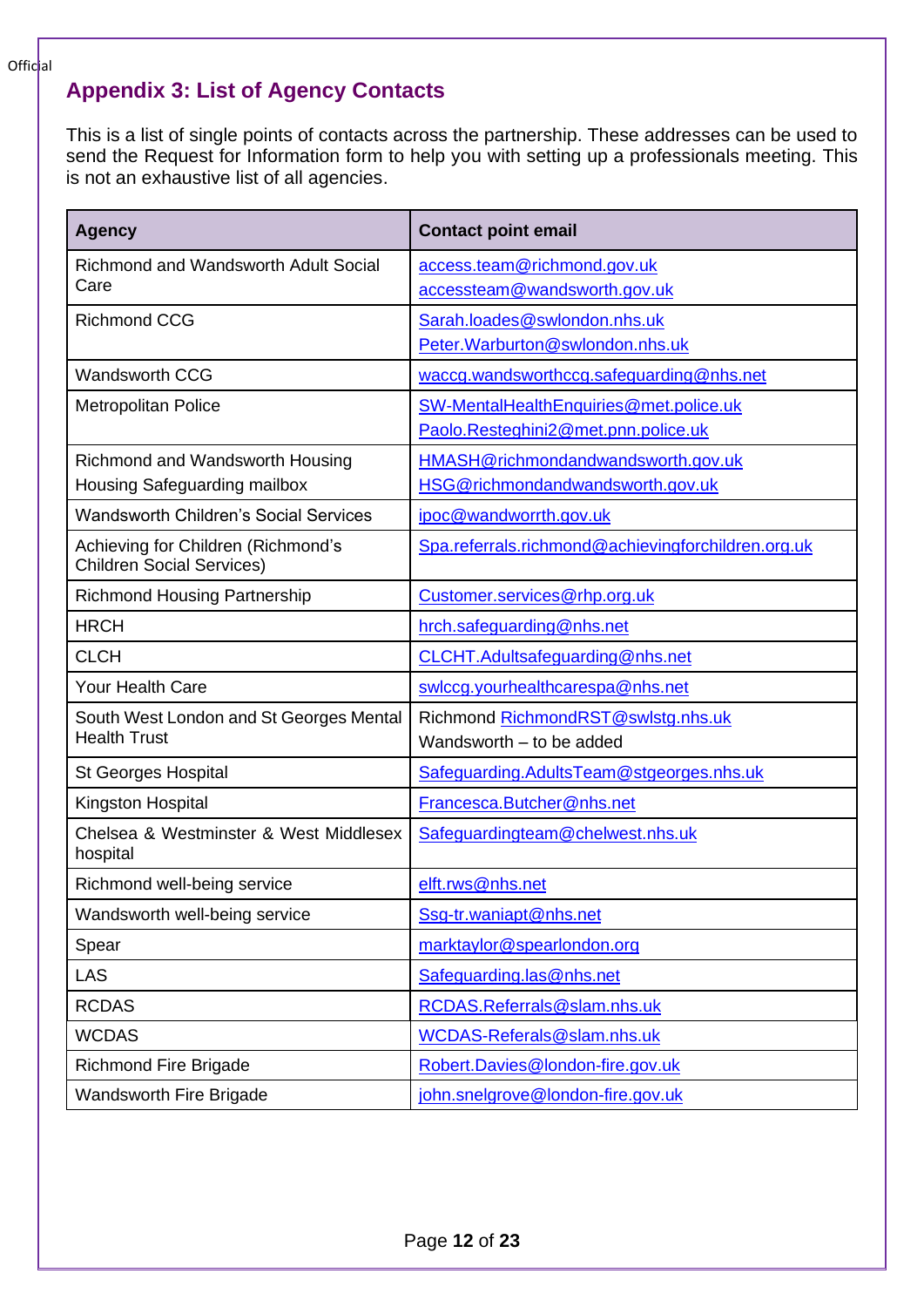## Appendix 3: List of Agency Contacts

This is a list of single points of contacts across the partnership. These addresses can be used to send the Request for Information form to help you with setting up a professionals meeting. This is not an exhaustive list of all agencies.

| Agency | Contact point email |
|---|---|
| Richmond and Wandsworth Adult Social Care | access.team@richmond.gov.uk<br>accessteam@wandsworth.gov.uk |
| Richmond CCG | Sarah.loades@swlondon.nhs.uk<br>Peter.Warburton@swlondon.nhs.uk |
| Wandsworth CCG | waccg.wandsworthccg.safeguarding@nhs.net |
| Metropolitan Police | SW-MentalHealthEnquiries@met.police.uk<br>Paolo.Resteghini2@met.pnn.police.uk |
| Richmond and Wandsworth Housing<br>Housing Safeguarding mailbox | HMASH@richmondandwandsworth.gov.uk<br>HSG@richmondandwandsworth.gov.uk |
| Wandsworth Children's Social Services | ipoc@wandworrth.gov.uk |
| Achieving for Children (Richmond's Children Social Services) | Spa.referrals.richmond@achievingforchildren.org.uk |
| Richmond Housing Partnership | Customer.services@rhp.org.uk |
| HRCH | hrch.safeguarding@nhs.net |
| CLCH | CLCHT.Adultsafeguarding@nhs.net |
| Your Health Care | swlccg.yourhealthcarespa@nhs.net |
| South West London and St Georges Mental Health Trust | Richmond RichmondRST@swlstg.nhs.uk<br>Wandsworth – to be added |
| St Georges Hospital | Safeguarding.AdultsTeam@stgeorges.nhs.uk |
| Kingston Hospital | Francesca.Butcher@nhs.net |
| Chelsea & Westminster & West Middlesex hospital | Safeguardingteam@chelwest.nhs.uk |
| Richmond well-being service | elft.rws@nhs.net |
| Wandsworth well-being service | Ssg-tr.waniapt@nhs.net |
| Spear | marktaylor@spearlondon.org |
| LAS | Safeguarding.las@nhs.net |
| RCDAS | RCDAS.Referrals@slam.nhs.uk |
| WCDAS | WCDAS-Referals@slam.nhs.uk |
| Richmond Fire Brigade | Robert.Davies@london-fire.gov.uk |
| Wandsworth Fire Brigade | john.snelgrove@london-fire.gov.uk |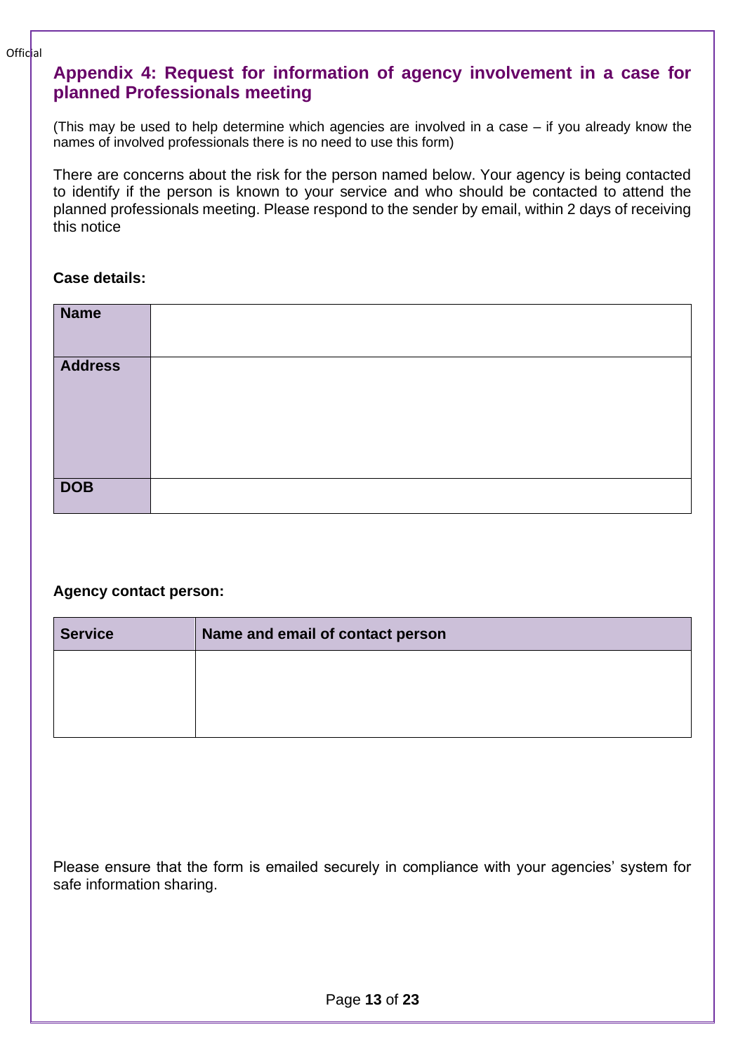## Appendix 4: Request for information of agency involvement in a case for planned Professionals meeting

(This may be used to help determine which agencies are involved in a case – if you already know the names of involved professionals there is no need to use this form)

There are concerns about the risk for the person named below. Your agency is being contacted to identify if the person is known to your service and who should be contacted to attend the planned professionals meeting. Please respond to the sender by email, within 2 days of receiving this notice

**Case details:**

| | |
|---|---|
| **Name** | |
| **Address** | |
| **DOB** | |

**Agency contact person:**

| Service | Name and email of contact person |
|---|---|
| | |

Please ensure that the form is emailed securely in compliance with your agencies' system for safe information sharing.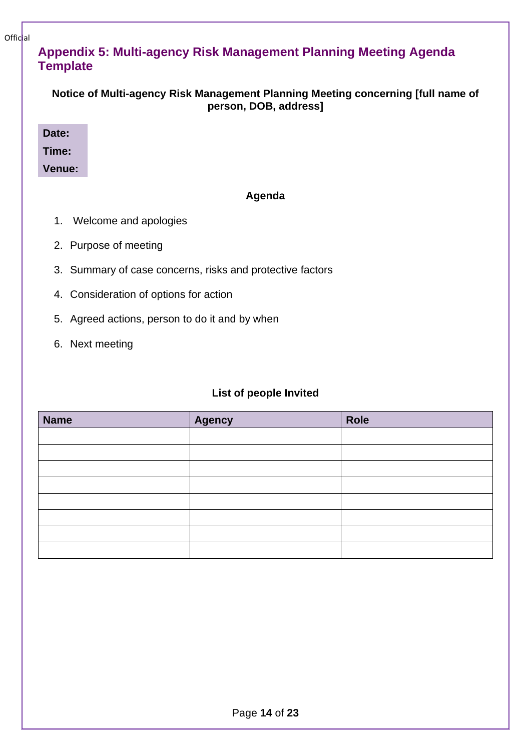# Appendix 5: Multi-agency Risk Management Planning Meeting Agenda Template

**Notice of Multi-agency Risk Management Planning Meeting concerning [full name of person, DOB, address]**

**Date:**

**Time:**

**Venue:**

**Agenda**

1. Welcome and apologies
2. Purpose of meeting
3. Summary of case concerns, risks and protective factors
4. Consideration of options for action
5. Agreed actions, person to do it and by when
6. Next meeting

**List of people Invited**

| Name | Agency | Role |
|---|---|---|
| | | |
| | | |
| | | |
| | | |
| | | |
| | | |
| | | |
| | | |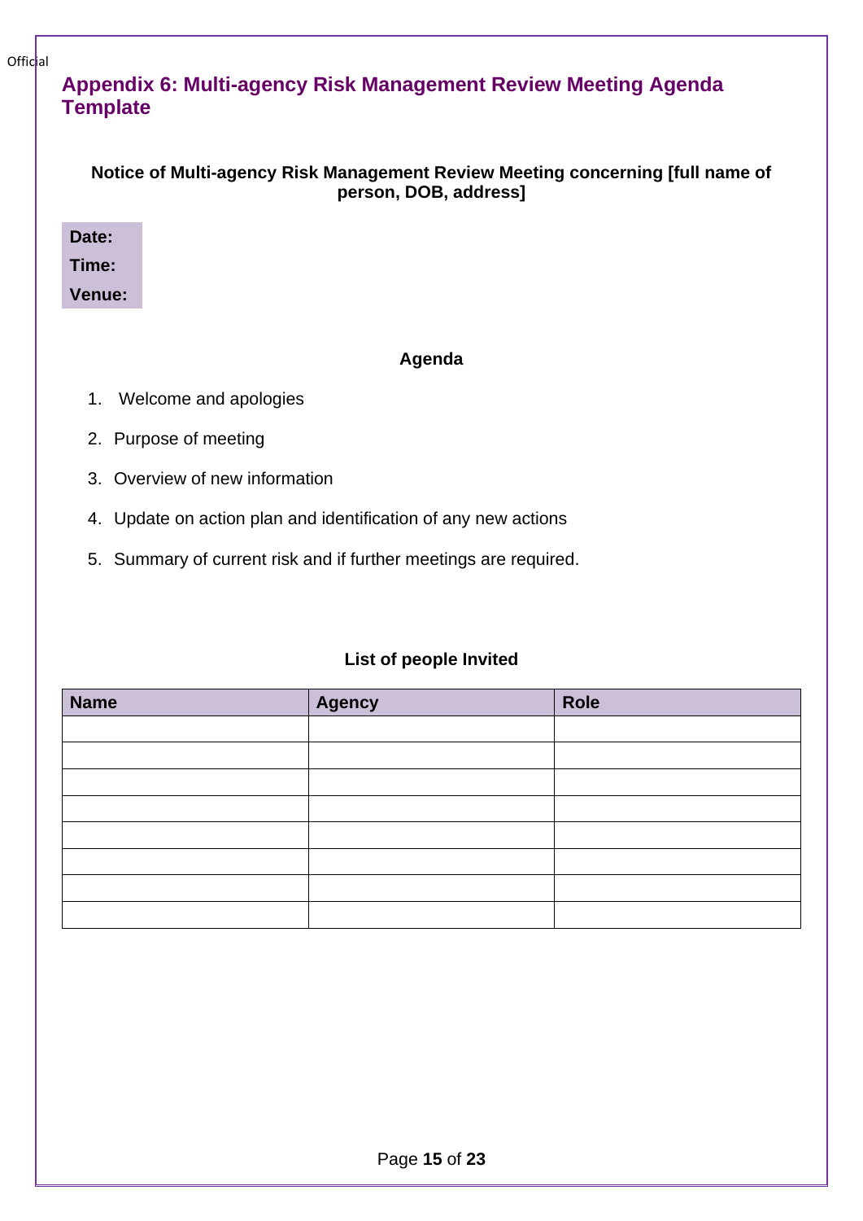## Appendix 6: Multi-agency Risk Management Review Meeting Agenda Template

**Notice of Multi-agency Risk Management Review Meeting concerning [full name of person, DOB, address]**

**Date:**
**Time:**
**Venue:**

**Agenda**

1. Welcome and apologies
2. Purpose of meeting
3. Overview of new information
4. Update on action plan and identification of any new actions
5. Summary of current risk and if further meetings are required.

**List of people Invited**

| Name | Agency | Role |
|---|---|---|
| | | |
| | | |
| | | |
| | | |
| | | |
| | | |
| | | |
| | | |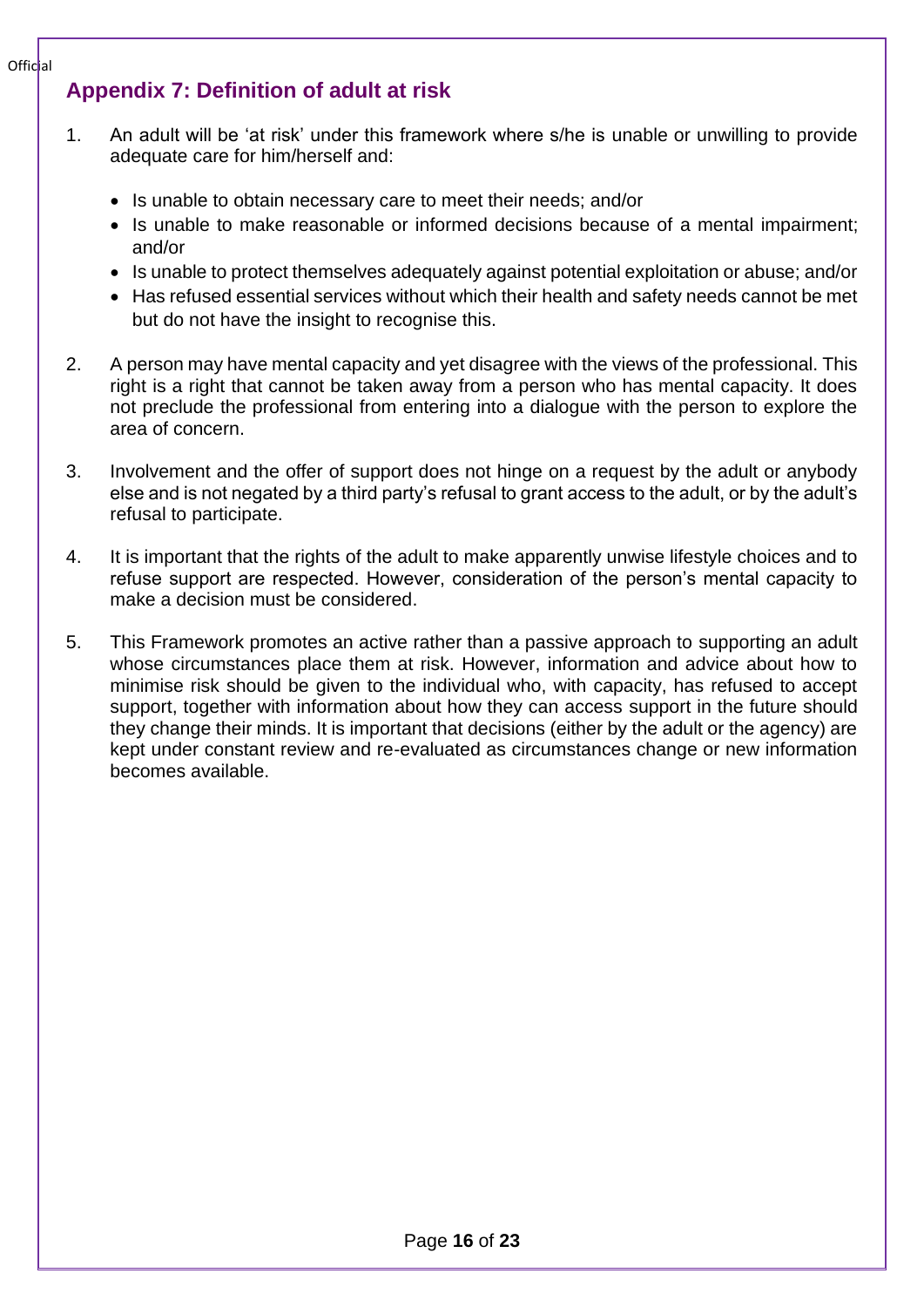## Appendix 7: Definition of adult at risk

1. An adult will be ‘at risk’ under this framework where s/he is unable or unwilling to provide adequate care for him/herself and:

   - Is unable to obtain necessary care to meet their needs; and/or
   - Is unable to make reasonable or informed decisions because of a mental impairment; and/or
   - Is unable to protect themselves adequately against potential exploitation or abuse; and/or
   - Has refused essential services without which their health and safety needs cannot be met but do not have the insight to recognise this.

2. A person may have mental capacity and yet disagree with the views of the professional. This right is a right that cannot be taken away from a person who has mental capacity. It does not preclude the professional from entering into a dialogue with the person to explore the area of concern.

3. Involvement and the offer of support does not hinge on a request by the adult or anybody else and is not negated by a third party’s refusal to grant access to the adult, or by the adult’s refusal to participate.

4. It is important that the rights of the adult to make apparently unwise lifestyle choices and to refuse support are respected. However, consideration of the person’s mental capacity to make a decision must be considered.

5. This Framework promotes an active rather than a passive approach to supporting an adult whose circumstances place them at risk. However, information and advice about how to minimise risk should be given to the individual who, with capacity, has refused to accept support, together with information about how they can access support in the future should they change their minds. It is important that decisions (either by the adult or the agency) are kept under constant review and re-evaluated as circumstances change or new information becomes available.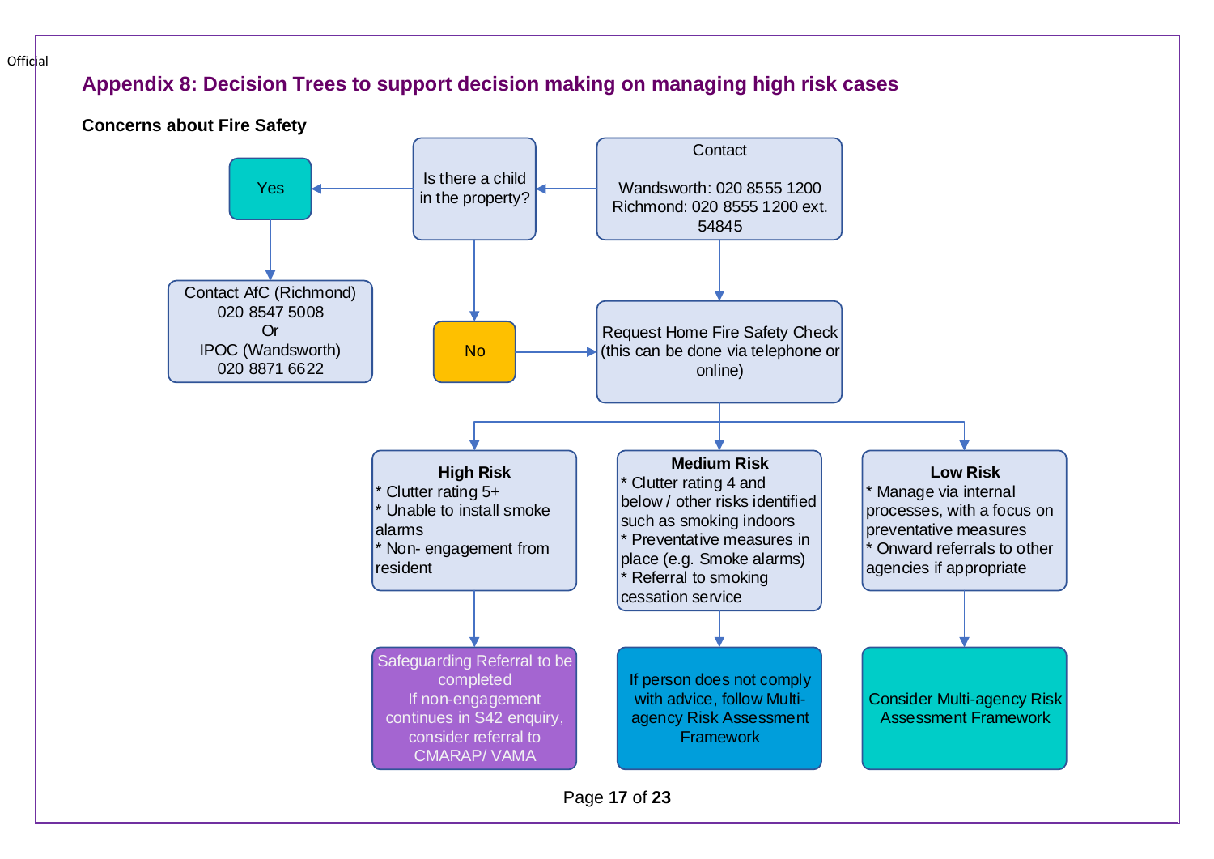## Appendix 8: Decision Trees to support decision making on managing high risk cases

**Concerns about Fire Safety**

Contact

Wandsworth: 020 8555 1200
Richmond: 020 8555 1200 ext. 54845

Is there a child in the property?

- **Yes** → Contact AfC (Richmond) 020 8547 5008 Or IPOC (Wandsworth) 020 8871 6622
- **No** → Request Home Fire Safety Check (this can be done via telephone or online)

Request Home Fire Safety Check (this can be done via telephone or online)

**High Risk**
* Clutter rating 5+
* Unable to install smoke alarms
* Non- engagement from resident

→ Safeguarding Referral to be completed. If non-engagement continues in S42 enquiry, consider referral to CMARAP/ VAMA

**Medium Risk**
* Clutter rating 4 and below / other risks identified such as smoking indoors
* Preventative measures in place (e.g. Smoke alarms)
* Referral to smoking cessation service

→ If person does not comply with advice, follow Multi-agency Risk Assessment Framework

**Low Risk**
* Manage via internal processes, with a focus on preventative measures
* Onward referrals to other agencies if appropriate

→ Consider Multi-agency Risk Assessment Framework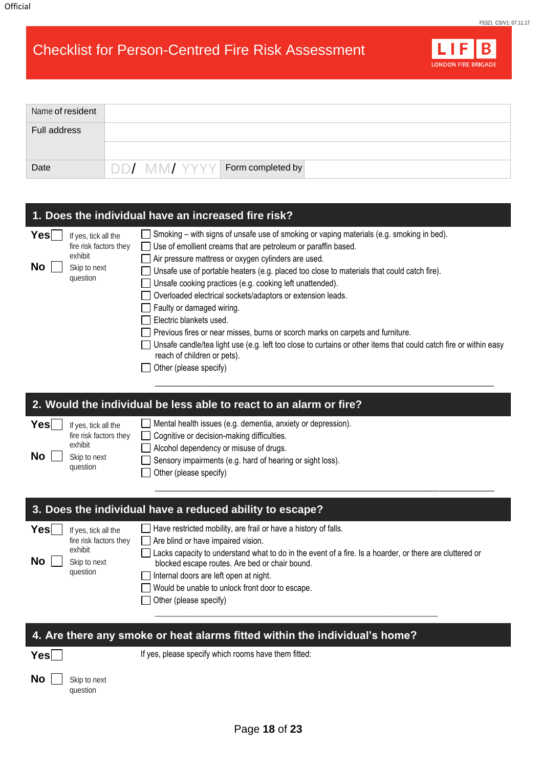Official

F5321 CS/V1: 07.11.17

# Checklist for Person-Centred Fire Risk Assessment

LFB LONDON FIRE BRIGADE

| Name of resident | | | |
|---|---|---|---|
| Full address | | | |
| | | | |
| Date | DD/ MM/ YYYY | Form completed by | |

## 1. Does the individual have an increased fire risk?

**Yes** ☐ If yes, tick all the fire risk factors they exhibit

**No** ☐ Skip to next question

- ☐ Smoking – with signs of unsafe use of smoking or vaping materials (e.g. smoking in bed).
- ☐ Use of emollient creams that are petroleum or paraffin based.
- ☐ Air pressure mattress or oxygen cylinders are used.
- ☐ Unsafe use of portable heaters (e.g. placed too close to materials that could catch fire).
- ☐ Unsafe cooking practices (e.g. cooking left unattended).
- ☐ Overloaded electrical sockets/adaptors or extension leads.
- ☐ Faulty or damaged wiring.
- ☐ Electric blankets used.
- ☐ Previous fires or near misses, burns or scorch marks on carpets and furniture.
- ☐ Unsafe candle/tea light use (e.g. left too close to curtains or other items that could catch fire or within easy reach of children or pets).
- ☐ Other (please specify)

\_\_\_\_\_\_\_\_\_\_\_\_\_\_\_\_\_\_\_\_\_\_\_\_\_\_\_\_\_\_\_\_\_\_\_\_\_\_\_\_\_\_\_\_\_\_\_\_\_\_\_\_\_\_\_\_\_\_\_\_

## 2. Would the individual be less able to react to an alarm or fire?

**Yes** ☐ If yes, tick all the fire risk factors they exhibit

**No** ☐ Skip to next question

- ☐ Mental health issues (e.g. dementia, anxiety or depression).
- ☐ Cognitive or decision-making difficulties.
- ☐ Alcohol dependency or misuse of drugs.
- ☐ Sensory impairments (e.g. hard of hearing or sight loss).
- ☐ Other (please specify)

\_\_\_\_\_\_\_\_\_\_\_\_\_\_\_\_\_\_\_\_\_\_\_\_\_\_\_\_\_\_\_\_\_\_\_\_\_\_\_\_\_\_\_\_\_\_\_\_\_\_\_\_\_\_\_\_\_\_\_\_

## 3. Does the individual have a reduced ability to escape?

**Yes** ☐ If yes, tick all the fire risk factors they exhibit

**No** ☐ Skip to next question

- ☐ Have restricted mobility, are frail or have a history of falls.
- ☐ Are blind or have impaired vision.
- ☐ Lacks capacity to understand what to do in the event of a fire. Is a hoarder, or there are cluttered or blocked escape routes. Are bed or chair bound.
- ☐ Internal doors are left open at night.
- ☐ Would be unable to unlock front door to escape.
- ☐ Other (please specify)

\_\_\_\_\_\_\_\_\_\_\_\_\_\_\_\_\_\_\_\_\_\_\_\_\_\_\_\_\_\_\_\_\_\_\_\_\_\_\_\_\_\_\_\_\_\_\_\_\_\_\_\_\_\_\_\_\_\_\_\_

## 4. Are there any smoke or heat alarms fitted within the individual's home?

**Yes** ☐ If yes, please specify which rooms have them fitted:

**No** ☐ Skip to next question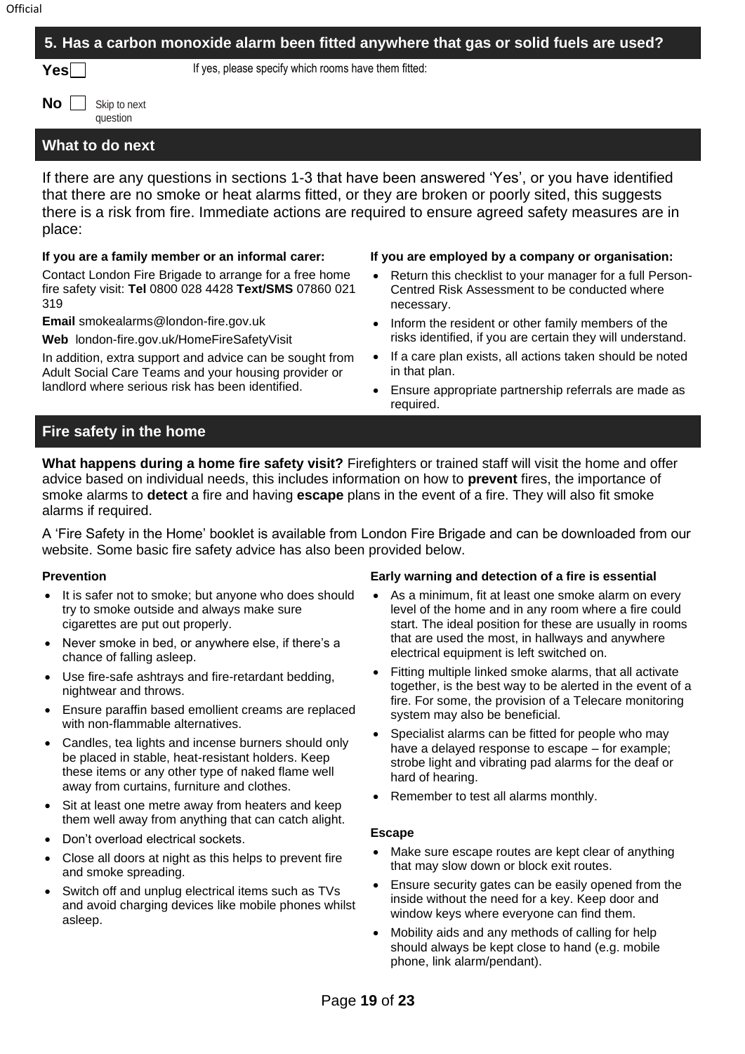## 5. Has a carbon monoxide alarm been fitted anywhere that gas or solid fuels are used?

**Yes** ☐ If yes, please specify which rooms have them fitted:

**No** ☐ Skip to next question

## What to do next

If there are any questions in sections 1-3 that have been answered 'Yes', or you have identified that there are no smoke or heat alarms fitted, or they are broken or poorly sited, this suggests there is a risk from fire. Immediate actions are required to ensure agreed safety measures are in place:

**If you are a family member or an informal carer:**

Contact London Fire Brigade to arrange for a free home fire safety visit: **Tel** 0800 028 4428 **Text/SMS** 07860 021 319

**Email** smokealarms@london-fire.gov.uk

**Web** london-fire.gov.uk/HomeFireSafetyVisit

In addition, extra support and advice can be sought from Adult Social Care Teams and your housing provider or landlord where serious risk has been identified.

**If you are employed by a company or organisation:**

- Return this checklist to your manager for a full Person-Centred Risk Assessment to be conducted where necessary.
- Inform the resident or other family members of the risks identified, if you are certain they will understand.
- If a care plan exists, all actions taken should be noted in that plan.
- Ensure appropriate partnership referrals are made as required.

## Fire safety in the home

**What happens during a home fire safety visit?** Firefighters or trained staff will visit the home and offer advice based on individual needs, this includes information on how to **prevent** fires, the importance of smoke alarms to **detect** a fire and having **escape** plans in the event of a fire. They will also fit smoke alarms if required.

A 'Fire Safety in the Home' booklet is available from London Fire Brigade and can be downloaded from our website. Some basic fire safety advice has also been provided below.

**Prevention**

- It is safer not to smoke; but anyone who does should try to smoke outside and always make sure cigarettes are put out properly.
- Never smoke in bed, or anywhere else, if there's a chance of falling asleep.
- Use fire-safe ashtrays and fire-retardant bedding, nightwear and throws.
- Ensure paraffin based emollient creams are replaced with non-flammable alternatives.
- Candles, tea lights and incense burners should only be placed in stable, heat-resistant holders. Keep these items or any other type of naked flame well away from curtains, furniture and clothes.
- Sit at least one metre away from heaters and keep them well away from anything that can catch alight.
- Don't overload electrical sockets.
- Close all doors at night as this helps to prevent fire and smoke spreading.
- Switch off and unplug electrical items such as TVs and avoid charging devices like mobile phones whilst asleep.

**Early warning and detection of a fire is essential**

- As a minimum, fit at least one smoke alarm on every level of the home and in any room where a fire could start. The ideal position for these are usually in rooms that are used the most, in hallways and anywhere electrical equipment is left switched on.
- Fitting multiple linked smoke alarms, that all activate together, is the best way to be alerted in the event of a fire. For some, the provision of a Telecare monitoring system may also be beneficial.
- Specialist alarms can be fitted for people who may have a delayed response to escape – for example; strobe light and vibrating pad alarms for the deaf or hard of hearing.
- Remember to test all alarms monthly.

**Escape**

- Make sure escape routes are kept clear of anything that may slow down or block exit routes.
- Ensure security gates can be easily opened from the inside without the need for a key. Keep door and window keys where everyone can find them.
- Mobility aids and any methods of calling for help should always be kept close to hand (e.g. mobile phone, link alarm/pendant).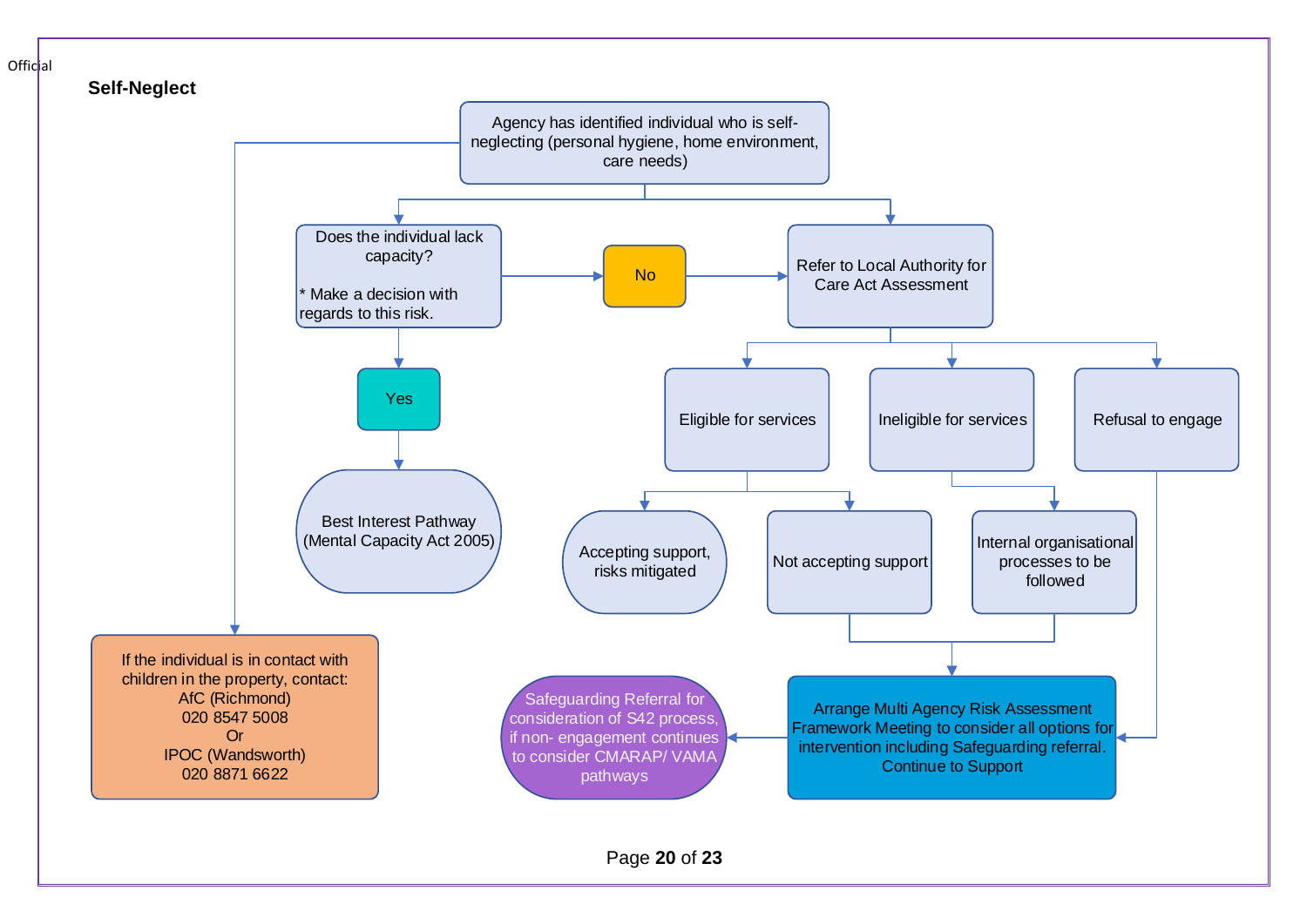Official

## Self-Neglect

Agency has identified individual who is self-neglecting (personal hygiene, home environment, care needs)

Does the individual lack capacity?

* Make a decision with regards to this risk.

No

Refer to Local Authority for Care Act Assessment

Yes

Best Interest Pathway (Mental Capacity Act 2005)

Eligible for services

Ineligible for services

Refusal to engage

Accepting support, risks mitigated

Not accepting support

Internal organisational processes to be followed

If the individual is in contact with children in the property, contact:
AfC (Richmond)
020 8547 5008
Or
IPOC (Wandsworth)
020 8871 6622

Safeguarding Referral for consideration of S42 process, if non- engagement continues to consider CMARAP/ VAMA pathways

Arrange Multi Agency Risk Assessment Framework Meeting to consider all options for intervention including Safeguarding referral. Continue to Support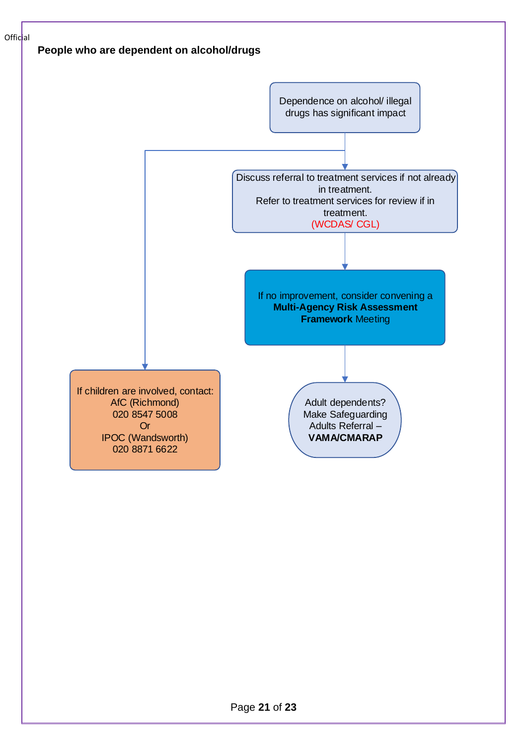**People who are dependent on alcohol/drugs**

Dependence on alcohol/ illegal drugs has significant impact

Discuss referral to treatment services if not already in treatment.
Refer to treatment services for review if in treatment.
(WCDAS/ CGL)

If no improvement, consider convening a **Multi-Agency Risk Assessment Framework** Meeting

Adult dependents? Make Safeguarding Adults Referral – **VAMA/CMARAP**

If children are involved, contact:
AfC (Richmond)
020 8547 5008
Or
IPOC (Wandsworth)
020 8871 6622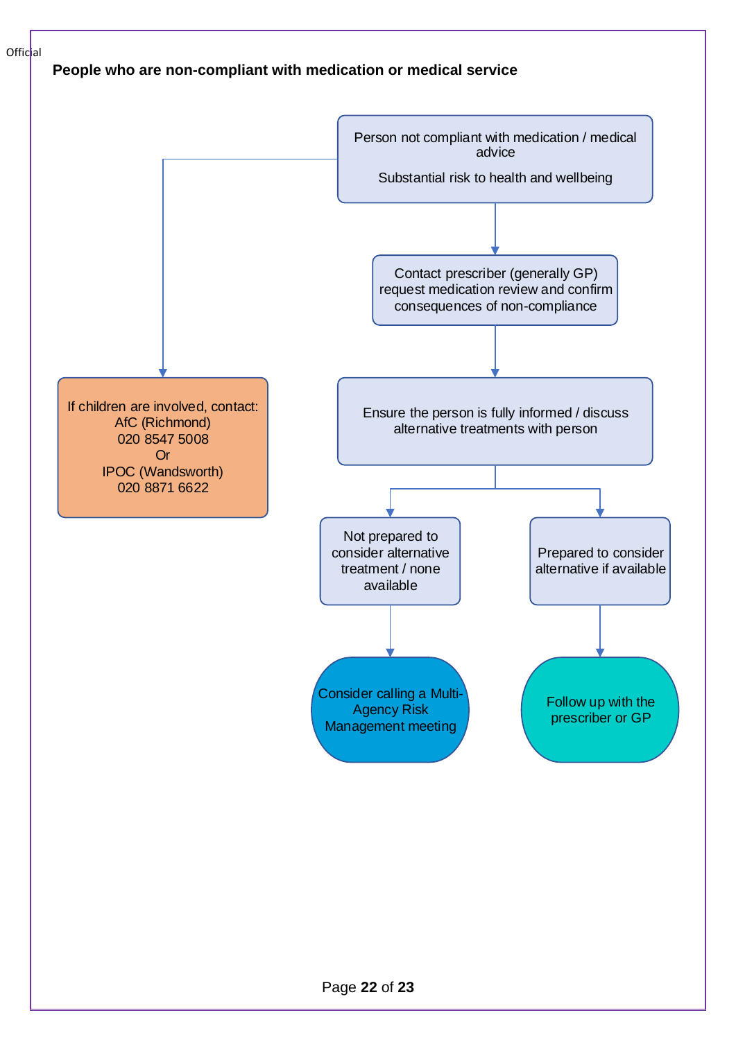**People who are non-compliant with medication or medical service**

Person not compliant with medication / medical advice

Substantial risk to health and wellbeing

→ Contact prescriber (generally GP) request medication review and confirm consequences of non-compliance

→ Ensure the person is fully informed / discuss alternative treatments with person

- Not prepared to consider alternative treatment / none available
  - → Consider calling a Multi-Agency Risk Management meeting
- Prepared to consider alternative if available
  - → Follow up with the prescriber or GP

If children are involved, contact:
AfC (Richmond)
020 8547 5008
Or
IPOC (Wandsworth)
020 8871 6622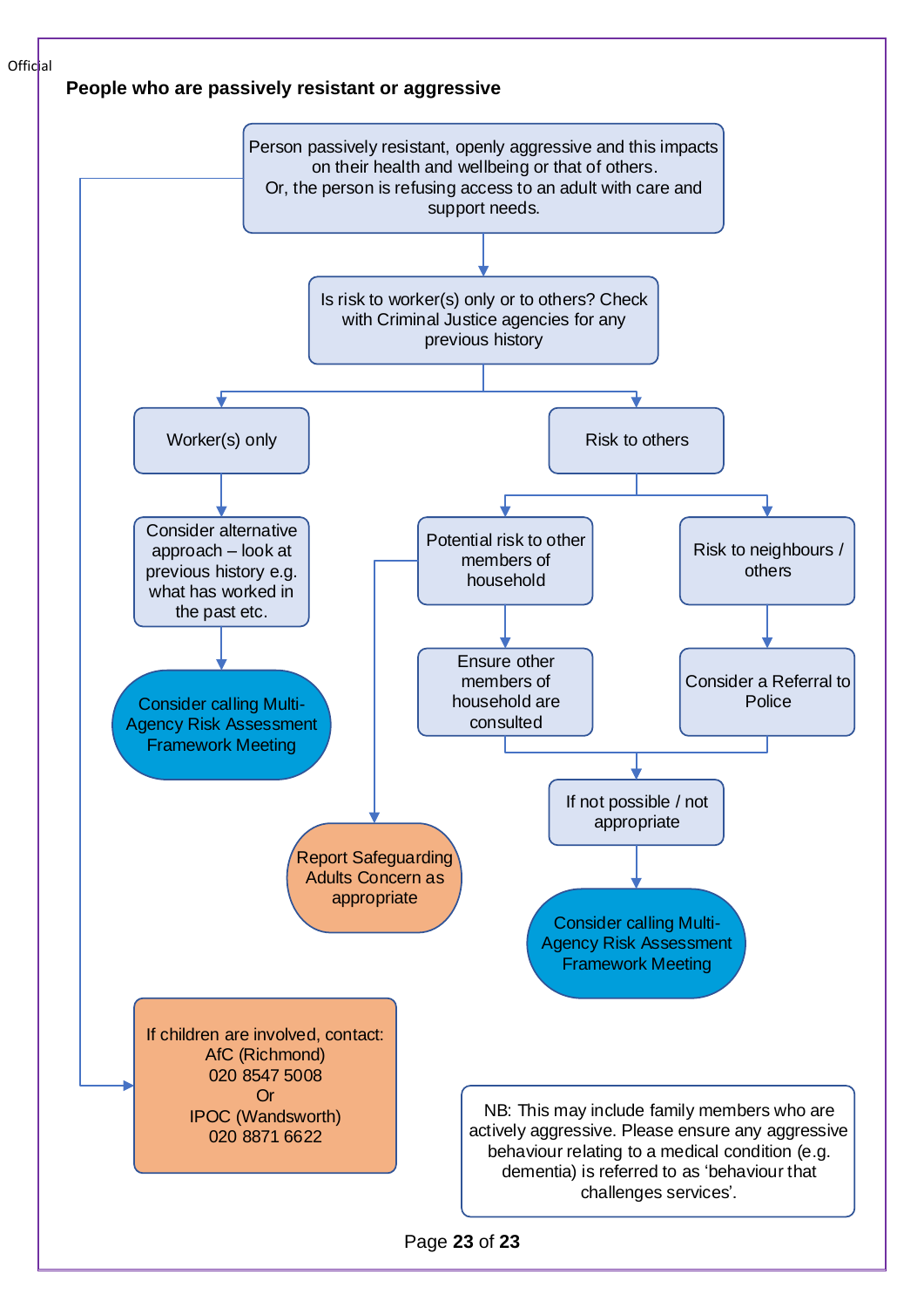## People who are passively resistant or aggressive

Person passively resistant, openly aggressive and this impacts on their health and wellbeing or that of others.
Or, the person is refusing access to an adult with care and support needs.

Is risk to worker(s) only or to others? Check with Criminal Justice agencies for any previous history

Worker(s) only

Consider alternative approach – look at previous history e.g. what has worked in the past etc.

Consider calling Multi-Agency Risk Assessment Framework Meeting

Risk to others

Potential risk to other members of household

Ensure other members of household are consulted

Report Safeguarding Adults Concern as appropriate

Risk to neighbours / others

Consider a Referral to Police

If not possible / not appropriate

Consider calling Multi-Agency Risk Assessment Framework Meeting

If children are involved, contact:
AfC (Richmond)
020 8547 5008
Or
IPOC (Wandsworth)
020 8871 6622

NB: This may include family members who are actively aggressive. Please ensure any aggressive behaviour relating to a medical condition (e.g. dementia) is referred to as 'behaviour that challenges services'.